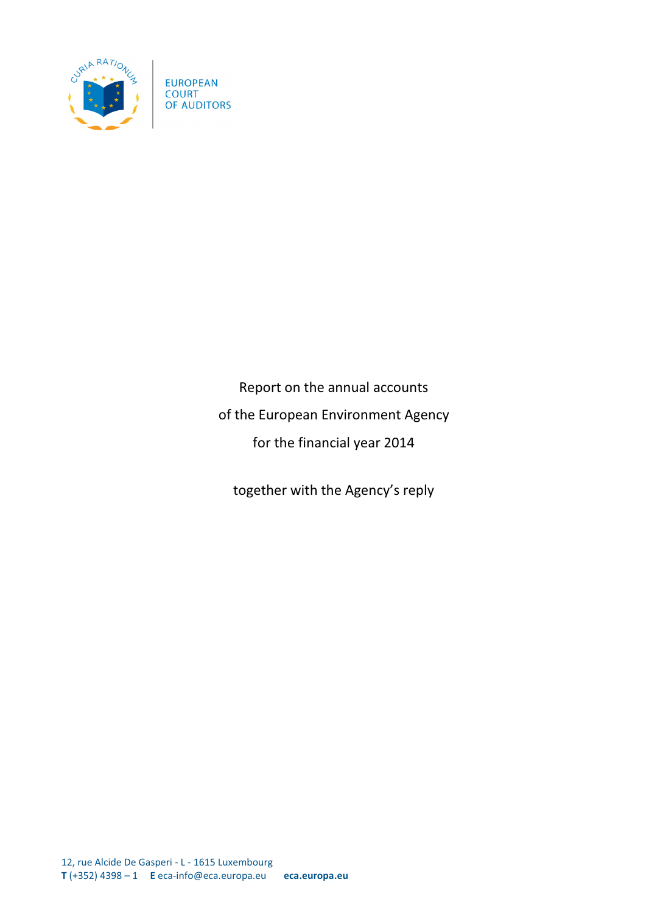EUROPEAN
COURT
OF AUDITORS

# Report on the annual accounts of the European Environment Agency for the financial year 2014

together with the Agency's reply

12, rue Alcide De Gasperi - L - 1615 Luxembourg
**T** (+352) 4398 – 1 **E** eca-info@eca.europa.eu **eca.europa.eu**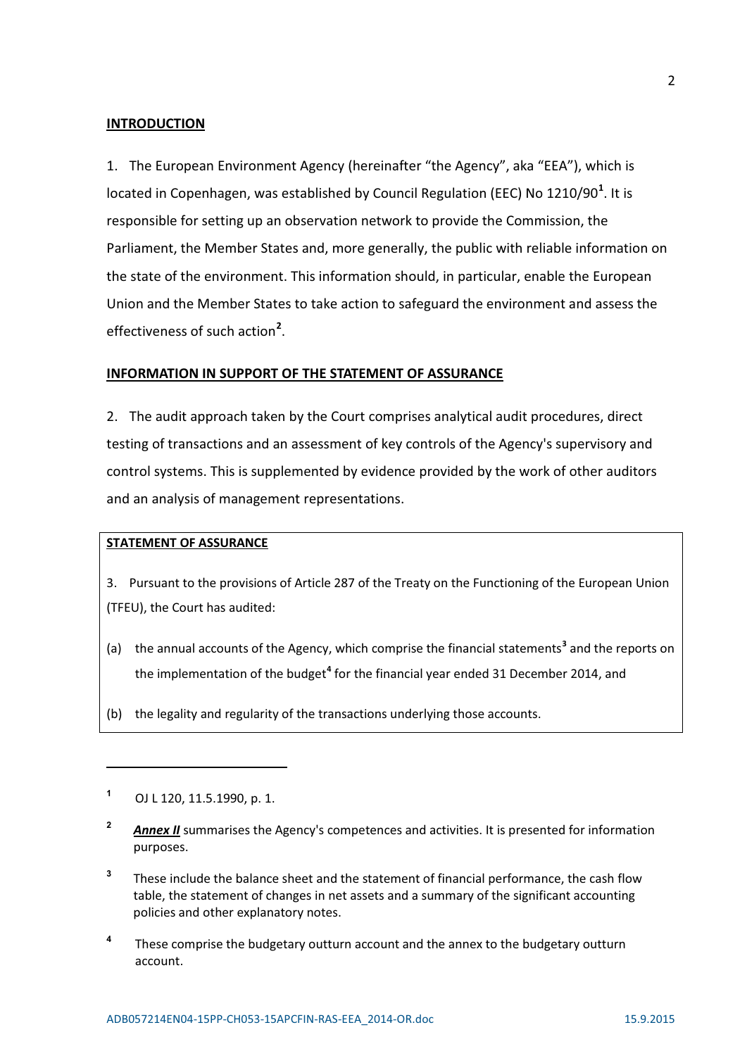## INTRODUCTION

1. The European Environment Agency (hereinafter "the Agency", aka "EEA"), which is located in Copenhagen, was established by Council Regulation (EEC) No 1210/90[1]. It is responsible for setting up an observation network to provide the Commission, the Parliament, the Member States and, more generally, the public with reliable information on the state of the environment. This information should, in particular, enable the European Union and the Member States to take action to safeguard the environment and assess the effectiveness of such action[2].

## INFORMATION IN SUPPORT OF THE STATEMENT OF ASSURANCE

2. The audit approach taken by the Court comprises analytical audit procedures, direct testing of transactions and an assessment of key controls of the Agency's supervisory and control systems. This is supplemented by evidence provided by the work of other auditors and an analysis of management representations.

### STATEMENT OF ASSURANCE

3. Pursuant to the provisions of Article 287 of the Treaty on the Functioning of the European Union (TFEU), the Court has audited:

(a) the annual accounts of the Agency, which comprise the financial statements[3] and the reports on the implementation of the budget[4] for the financial year ended 31 December 2014, and

(b) the legality and regularity of the transactions underlying those accounts.

---

[1] OJ L 120, 11.5.1990, p. 1.

[2] ***Annex II*** summarises the Agency's competences and activities. It is presented for information purposes.

[3] These include the balance sheet and the statement of financial performance, the cash flow table, the statement of changes in net assets and a summary of the significant accounting policies and other explanatory notes.

[4] These comprise the budgetary outturn account and the annex to the budgetary outturn account.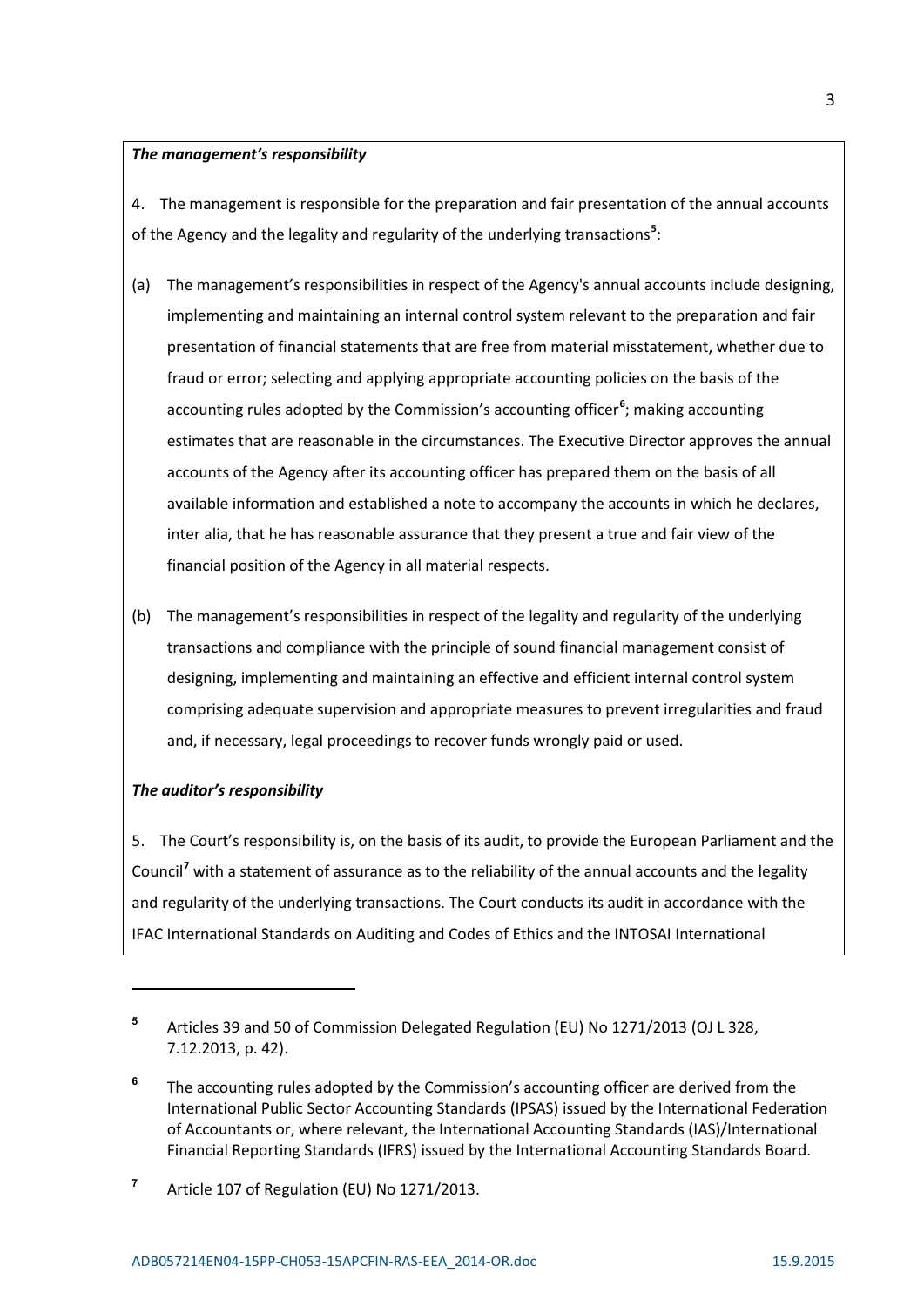***The management's responsibility***

4. The management is responsible for the preparation and fair presentation of the annual accounts of the Agency and the legality and regularity of the underlying transactions[5]:

(a) The management's responsibilities in respect of the Agency's annual accounts include designing, implementing and maintaining an internal control system relevant to the preparation and fair presentation of financial statements that are free from material misstatement, whether due to fraud or error; selecting and applying appropriate accounting policies on the basis of the accounting rules adopted by the Commission's accounting officer[6]; making accounting estimates that are reasonable in the circumstances. The Executive Director approves the annual accounts of the Agency after its accounting officer has prepared them on the basis of all available information and established a note to accompany the accounts in which he declares, inter alia, that he has reasonable assurance that they present a true and fair view of the financial position of the Agency in all material respects.

(b) The management's responsibilities in respect of the legality and regularity of the underlying transactions and compliance with the principle of sound financial management consist of designing, implementing and maintaining an effective and efficient internal control system comprising adequate supervision and appropriate measures to prevent irregularities and fraud and, if necessary, legal proceedings to recover funds wrongly paid or used.

***The auditor's responsibility***

5. The Court's responsibility is, on the basis of its audit, to provide the European Parliament and the Council[7] with a statement of assurance as to the reliability of the annual accounts and the legality and regularity of the underlying transactions. The Court conducts its audit in accordance with the IFAC International Standards on Auditing and Codes of Ethics and the INTOSAI International

---

[5] Articles 39 and 50 of Commission Delegated Regulation (EU) No 1271/2013 (OJ L 328, 7.12.2013, p. 42).

[6] The accounting rules adopted by the Commission's accounting officer are derived from the International Public Sector Accounting Standards (IPSAS) issued by the International Federation of Accountants or, where relevant, the International Accounting Standards (IAS)/International Financial Reporting Standards (IFRS) issued by the International Accounting Standards Board.

[7] Article 107 of Regulation (EU) No 1271/2013.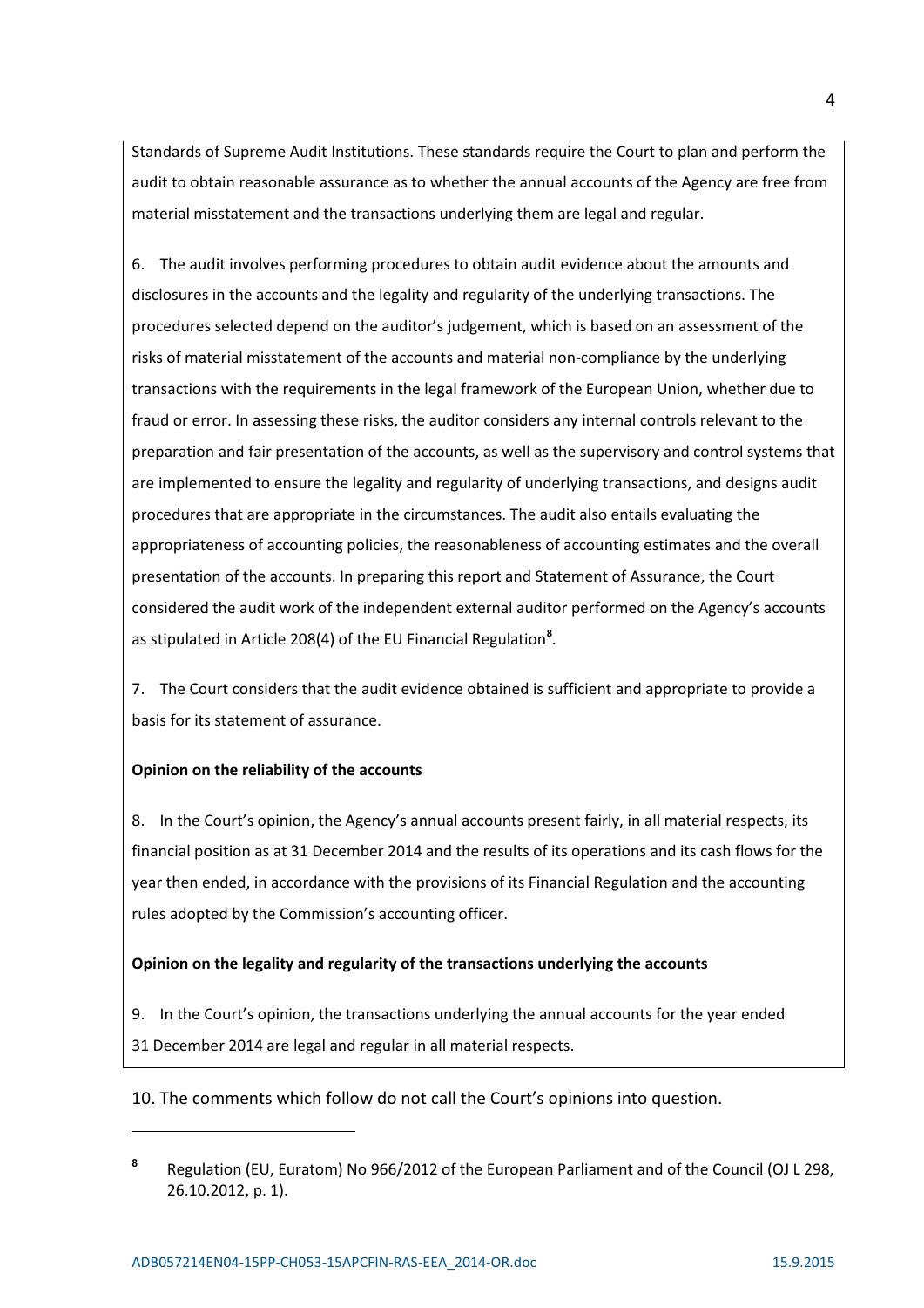Standards of Supreme Audit Institutions. These standards require the Court to plan and perform the audit to obtain reasonable assurance as to whether the annual accounts of the Agency are free from material misstatement and the transactions underlying them are legal and regular.

6. The audit involves performing procedures to obtain audit evidence about the amounts and disclosures in the accounts and the legality and regularity of the underlying transactions. The procedures selected depend on the auditor's judgement, which is based on an assessment of the risks of material misstatement of the accounts and material non-compliance by the underlying transactions with the requirements in the legal framework of the European Union, whether due to fraud or error. In assessing these risks, the auditor considers any internal controls relevant to the preparation and fair presentation of the accounts, as well as the supervisory and control systems that are implemented to ensure the legality and regularity of underlying transactions, and designs audit procedures that are appropriate in the circumstances. The audit also entails evaluating the appropriateness of accounting policies, the reasonableness of accounting estimates and the overall presentation of the accounts. In preparing this report and Statement of Assurance, the Court considered the audit work of the independent external auditor performed on the Agency's accounts as stipulated in Article 208(4) of the EU Financial Regulation[8].

7. The Court considers that the audit evidence obtained is sufficient and appropriate to provide a basis for its statement of assurance.

**Opinion on the reliability of the accounts**

8. In the Court's opinion, the Agency's annual accounts present fairly, in all material respects, its financial position as at 31 December 2014 and the results of its operations and its cash flows for the year then ended, in accordance with the provisions of its Financial Regulation and the accounting rules adopted by the Commission's accounting officer.

**Opinion on the legality and regularity of the transactions underlying the accounts**

9. In the Court's opinion, the transactions underlying the annual accounts for the year ended 31 December 2014 are legal and regular in all material respects.

10. The comments which follow do not call the Court's opinions into question.

---

[8] Regulation (EU, Euratom) No 966/2012 of the European Parliament and of the Council (OJ L 298, 26.10.2012, p. 1).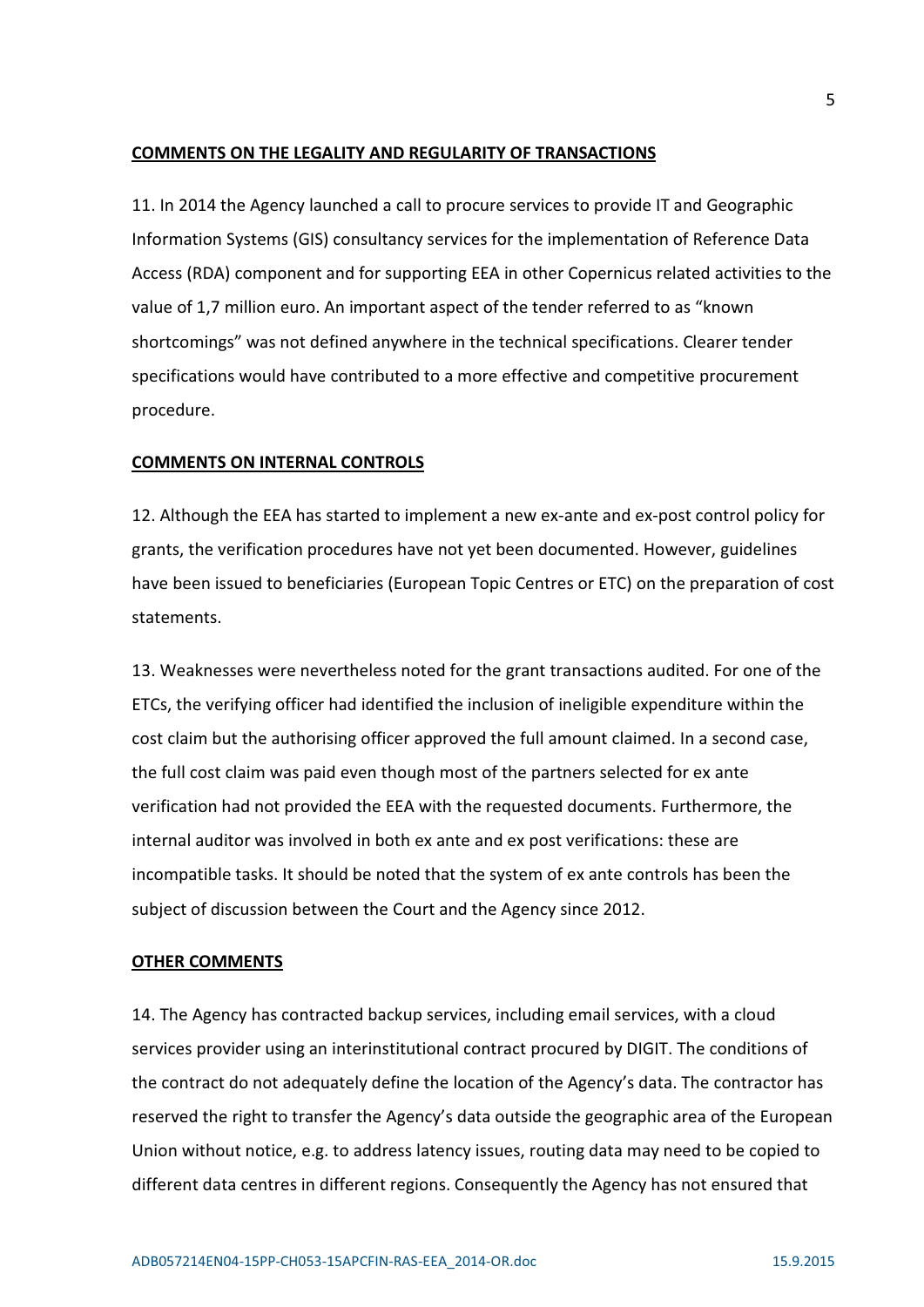## COMMENTS ON THE LEGALITY AND REGULARITY OF TRANSACTIONS

11. In 2014 the Agency launched a call to procure services to provide IT and Geographic Information Systems (GIS) consultancy services for the implementation of Reference Data Access (RDA) component and for supporting EEA in other Copernicus related activities to the value of 1,7 million euro. An important aspect of the tender referred to as "known shortcomings" was not defined anywhere in the technical specifications. Clearer tender specifications would have contributed to a more effective and competitive procurement procedure.

## COMMENTS ON INTERNAL CONTROLS

12. Although the EEA has started to implement a new ex-ante and ex-post control policy for grants, the verification procedures have not yet been documented. However, guidelines have been issued to beneficiaries (European Topic Centres or ETC) on the preparation of cost statements.

13. Weaknesses were nevertheless noted for the grant transactions audited. For one of the ETCs, the verifying officer had identified the inclusion of ineligible expenditure within the cost claim but the authorising officer approved the full amount claimed. In a second case, the full cost claim was paid even though most of the partners selected for ex ante verification had not provided the EEA with the requested documents. Furthermore, the internal auditor was involved in both ex ante and ex post verifications: these are incompatible tasks. It should be noted that the system of ex ante controls has been the subject of discussion between the Court and the Agency since 2012.

## OTHER COMMENTS

14. The Agency has contracted backup services, including email services, with a cloud services provider using an interinstitutional contract procured by DIGIT. The conditions of the contract do not adequately define the location of the Agency's data. The contractor has reserved the right to transfer the Agency's data outside the geographic area of the European Union without notice, e.g. to address latency issues, routing data may need to be copied to different data centres in different regions. Consequently the Agency has not ensured that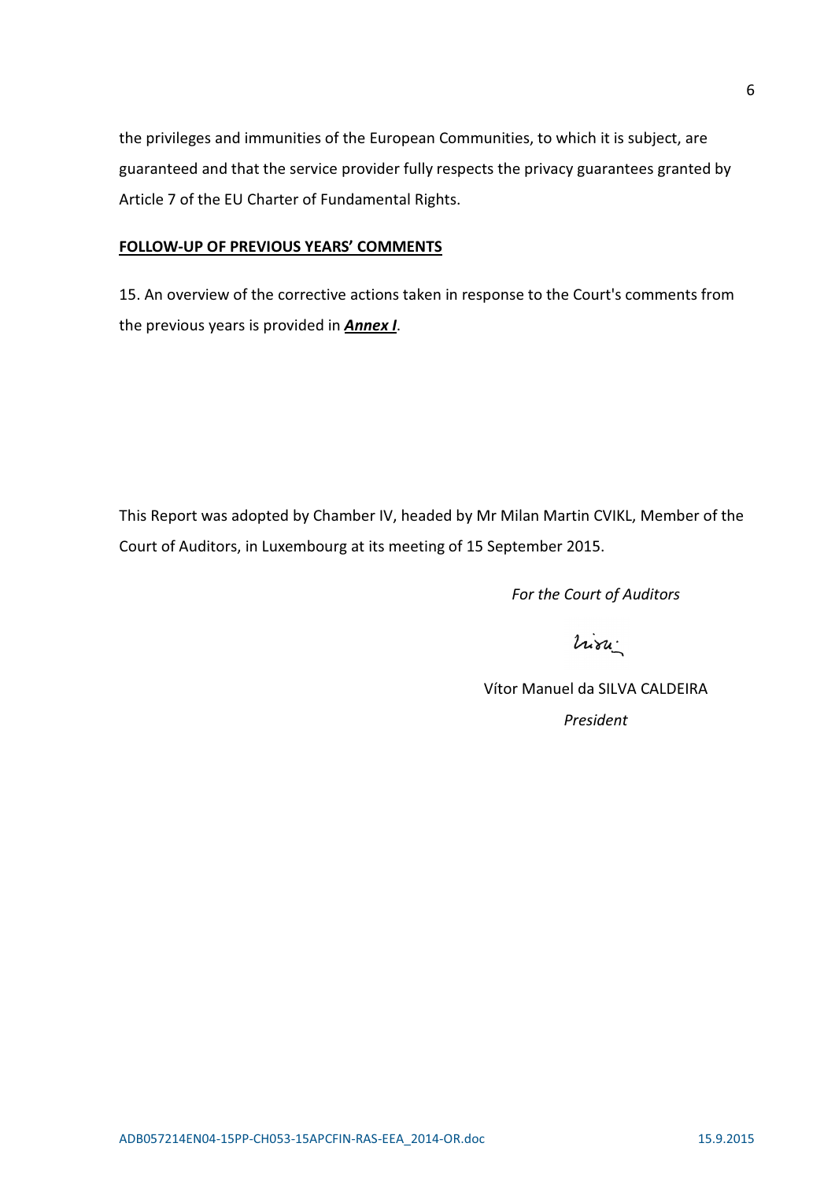the privileges and immunities of the European Communities, to which it is subject, are guaranteed and that the service provider fully respects the privacy guarantees granted by Article 7 of the EU Charter of Fundamental Rights.

**FOLLOW-UP OF PREVIOUS YEARS' COMMENTS**

15. An overview of the corrective actions taken in response to the Court's comments from the previous years is provided in ***Annex I***.

This Report was adopted by Chamber IV, headed by Mr Milan Martin CVIKL, Member of the Court of Auditors, in Luxembourg at its meeting of 15 September 2015.

*For the Court of Auditors*

Vítor Manuel da SILVA CALDEIRA

*President*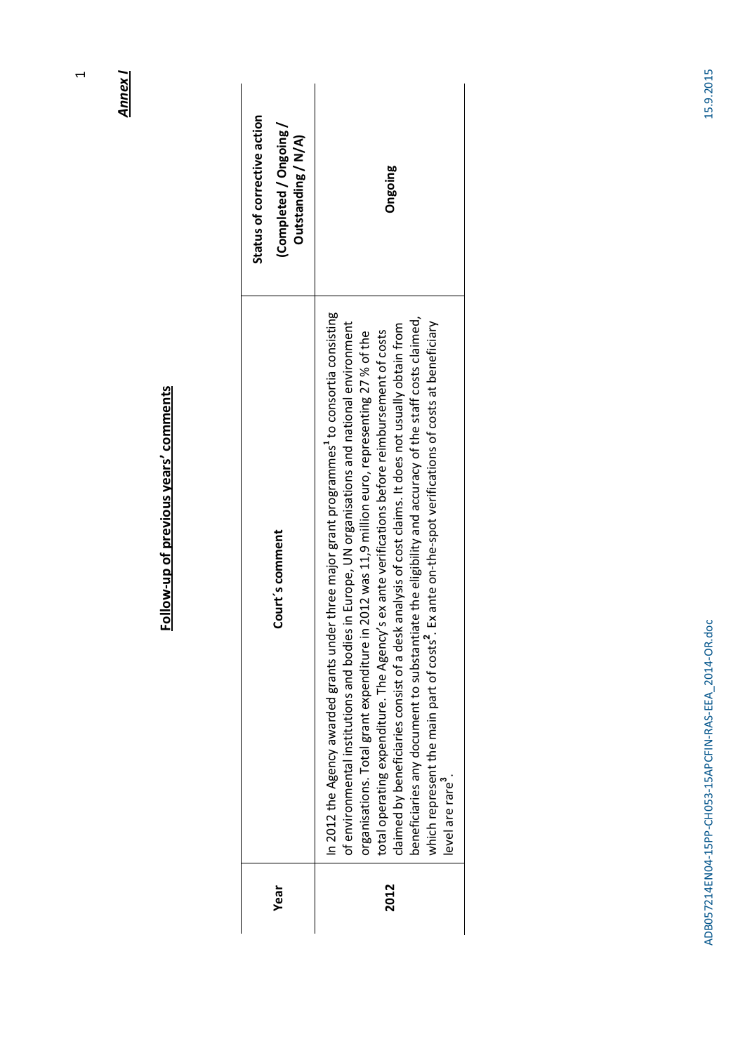***Annex I***

## Follow-up of previous years' comments

| Year | Court's comment | Status of corrective action (Completed / Ongoing / Outstanding / N/A) |
|---|---|---|
| **2012** | In 2012 the Agency awarded grants under three major grant programmes[1] to consortia consisting of environmental institutions and bodies in Europe, UN organisations and national environment organisations. Total grant expenditure in 2012 was 11,9 million euro, representing 27 % of the total operating expenditure. The Agency's ex ante verifications before reimbursement of costs claimed by beneficiaries consist of a desk analysis of cost claims. It does not usually obtain from beneficiaries any document to substantiate the eligibility and accuracy of the staff costs claimed, which represent the main part of costs[2]. Ex ante on-the-spot verifications of costs at beneficiary level are rare[3]. | **Ongoing** |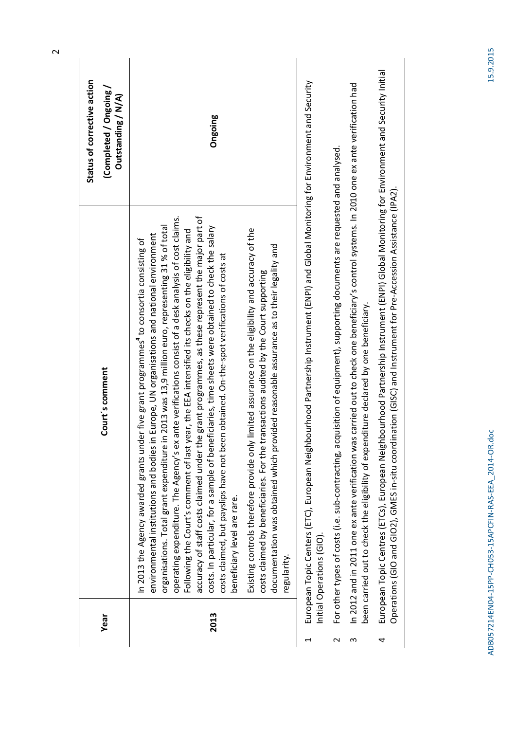| Year | Court´s comment | Status of corrective action (Completed / Ongoing / Outstanding / N/A) |
|---|---|---|
| **2013** | In 2013 the Agency awarded grants under five grant programmes[4] to consortia consisting of environmental institutions and bodies in Europe, UN organisations and national environment organisations. Total grant expenditure in 2013 was 13,9 million euro, representing 31 % of total operating expenditure. The Agency's ex ante verifications consist of a desk analysis of cost claims. Following the Court's comment of last year, the EEA intensified its checks on the eligibility and accuracy of staff costs claimed under the grant programmes, as these represent the major part of costs. In particular, for a sample of beneficiaries, time sheets were obtained to check the salary costs claimed, but payslips have not been obtained. On-the-spot verifications of costs at beneficiary level are rare.<br><br>Existing controls therefore provide only limited assurance on the eligibility and accuracy of the costs claimed by beneficiaries. For the transactions audited by the Court supporting documentation was obtained which provided reasonable assurance as to their legality and regularity. | **Ongoing** |

1 European Topic Centers (ETC), European Neighbourhood Partnership Instrument (ENPI) and Global Monitoring for Environment and Security Initial Operations (GIO).

2 For other types of costs (i.e. sub-contracting, acquisition of equipment), supporting documents are requested and analysed.

3 In 2012 and in 2011 one ex ante verification was carried out to check one beneficiary's control systems. In 2010 one ex ante verification had been carried out to check the eligibility of expenditure declared by one beneficiary.

4 European Topic Centres (ETCs), European Neighbourhood Partnership Instrument (ENPI) Global Monitoring for Environment and Security Initial Operations (GIO and GIO2), GMES in-situ coordination (GISC) and Instrument for Pre-Accession Assistance (IPA2).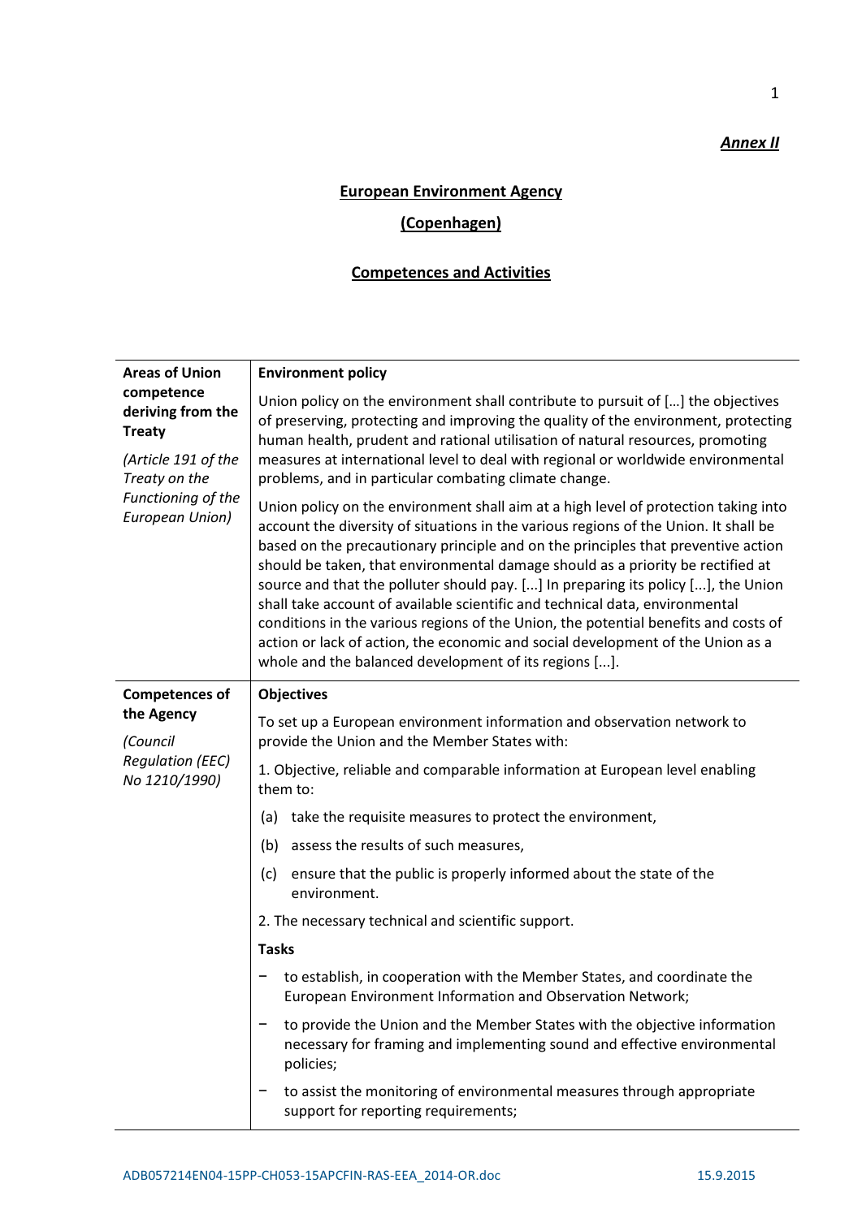***Annex II***

**European Environment Agency**

**(Copenhagen)**

**Competences and Activities**

| **Areas of Union competence deriving from the Treaty** *(Article 191 of the Treaty on the Functioning of the European Union)* | **Environment policy**<br><br>Union policy on the environment shall contribute to pursuit of […] the objectives of preserving, protecting and improving the quality of the environment, protecting human health, prudent and rational utilisation of natural resources, promoting measures at international level to deal with regional or worldwide environmental problems, and in particular combating climate change.<br><br>Union policy on the environment shall aim at a high level of protection taking into account the diversity of situations in the various regions of the Union. It shall be based on the precautionary principle and on the principles that preventive action should be taken, that environmental damage should as a priority be rectified at source and that the polluter should pay. [...] In preparing its policy [...], the Union shall take account of available scientific and technical data, environmental conditions in the various regions of the Union, the potential benefits and costs of action or lack of action, the economic and social development of the Union as a whole and the balanced development of its regions [...]. |
|---|---|
| **Competences of the Agency** *(Council Regulation (EEC) No 1210/1990)* | **Objectives**<br><br>To set up a European environment information and observation network to provide the Union and the Member States with:<br><br>1. Objective, reliable and comparable information at European level enabling them to:<br><br>(a) take the requisite measures to protect the environment,<br><br>(b) assess the results of such measures,<br><br>(c) ensure that the public is properly informed about the state of the environment.<br><br>2. The necessary technical and scientific support.<br><br>**Tasks**<br><br>− to establish, in cooperation with the Member States, and coordinate the European Environment Information and Observation Network;<br><br>− to provide the Union and the Member States with the objective information necessary for framing and implementing sound and effective environmental policies;<br><br>− to assist the monitoring of environmental measures through appropriate support for reporting requirements; |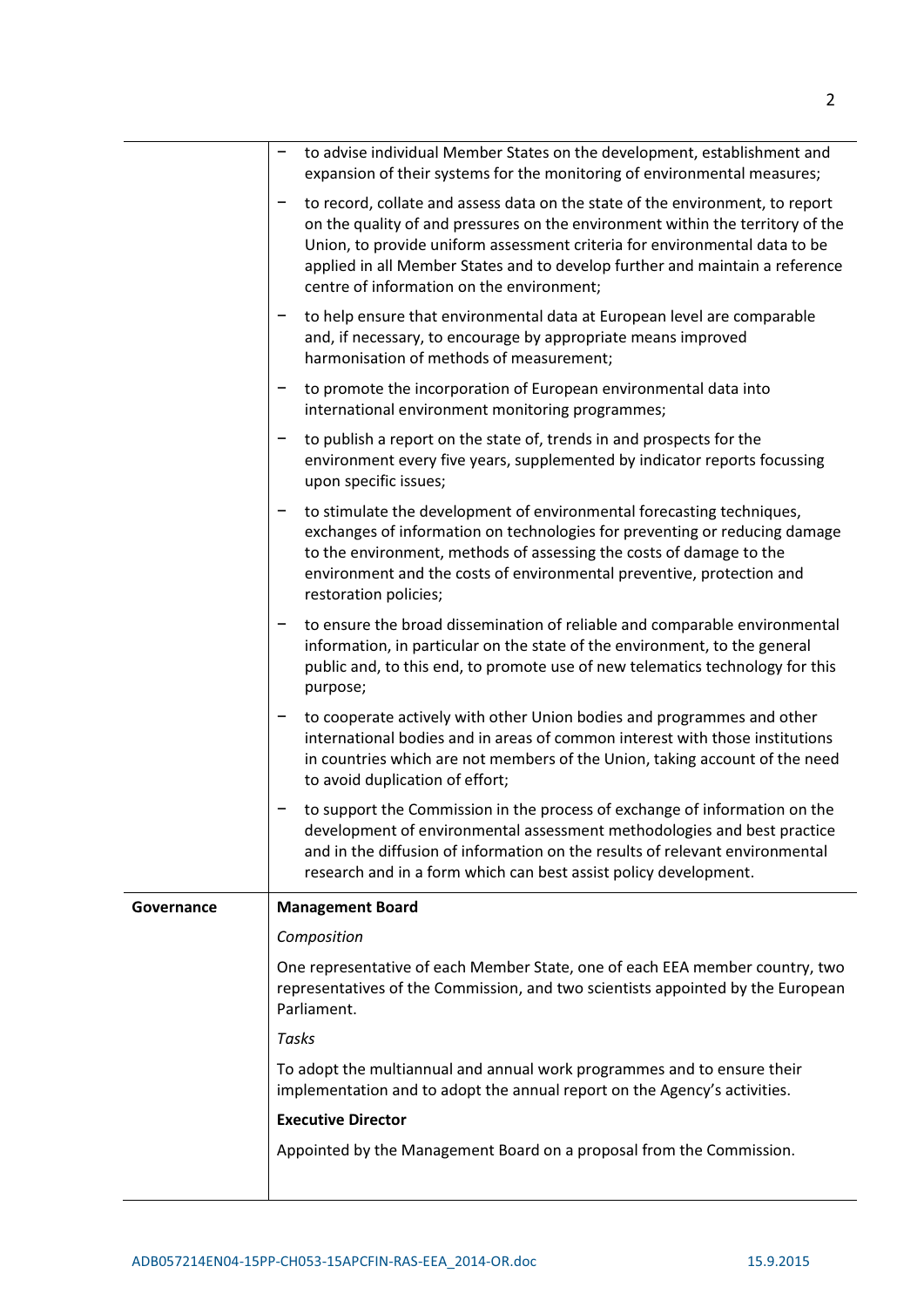| | |
|---|---|
| | − to advise individual Member States on the development, establishment and expansion of their systems for the monitoring of environmental measures;<br>− to record, collate and assess data on the state of the environment, to report on the quality of and pressures on the environment within the territory of the Union, to provide uniform assessment criteria for environmental data to be applied in all Member States and to develop further and maintain a reference centre of information on the environment;<br>− to help ensure that environmental data at European level are comparable and, if necessary, to encourage by appropriate means improved harmonisation of methods of measurement;<br>− to promote the incorporation of European environmental data into international environment monitoring programmes;<br>− to publish a report on the state of, trends in and prospects for the environment every five years, supplemented by indicator reports focussing upon specific issues;<br>− to stimulate the development of environmental forecasting techniques, exchanges of information on technologies for preventing or reducing damage to the environment, methods of assessing the costs of damage to the environment and the costs of environmental preventive, protection and restoration policies;<br>− to ensure the broad dissemination of reliable and comparable environmental information, in particular on the state of the environment, to the general public and, to this end, to promote use of new telematics technology for this purpose;<br>− to cooperate actively with other Union bodies and programmes and other international bodies and in areas of common interest with those institutions in countries which are not members of the Union, taking account of the need to avoid duplication of effort;<br>− to support the Commission in the process of exchange of information on the development of environmental assessment methodologies and best practice and in the diffusion of information on the results of relevant environmental research and in a form which can best assist policy development. |
| **Governance** | **Management Board**<br>*Composition*<br>One representative of each Member State, one of each EEA member country, two representatives of the Commission, and two scientists appointed by the European Parliament.<br>*Tasks*<br>To adopt the multiannual and annual work programmes and to ensure their implementation and to adopt the annual report on the Agency's activities.<br>**Executive Director**<br>Appointed by the Management Board on a proposal from the Commission. |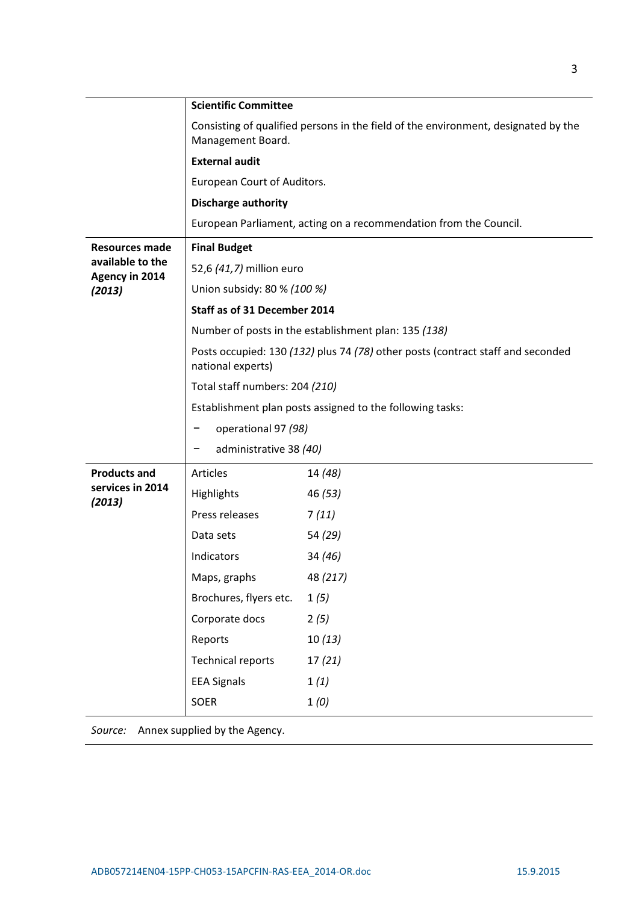| | | |
|---|---|---|
| | **Scientific Committee** | |
| | Consisting of qualified persons in the field of the environment, designated by the Management Board. | |
| | **External audit** | |
| | European Court of Auditors. | |
| | **Discharge authority** | |
| | European Parliament, acting on a recommendation from the Council. | |
| **Resources made available to the Agency in 2014 *(2013)*** | **Final Budget** | |
| | 52,6 *(41,7)* million euro | |
| | Union subsidy: 80 % *(100 %)* | |
| | **Staff as of 31 December 2014** | |
| | Number of posts in the establishment plan: 135 *(138)* | |
| | Posts occupied: 130 *(132)* plus 74 *(78)* other posts (contract staff and seconded national experts) | |
| | Total staff numbers: 204 *(210)* | |
| | Establishment plan posts assigned to the following tasks: | |
| | − operational 97 *(98)* | |
| | − administrative 38 *(40)* | |
| **Products and services in 2014 *(2013)*** | Articles | 14 *(48)* |
| | Highlights | 46 *(53)* |
| | Press releases | 7 *(11)* |
| | Data sets | 54 *(29)* |
| | Indicators | 34 *(46)* |
| | Maps, graphs | 48 *(217)* |
| | Brochures, flyers etc. | 1 *(5)* |
| | Corporate docs | 2 *(5)* |
| | Reports | 10 *(13)* |
| | Technical reports | 17 *(21)* |
| | EEA Signals | 1 *(1)* |
| | SOER | 1 *(0)* |

*Source:* Annex supplied by the Agency.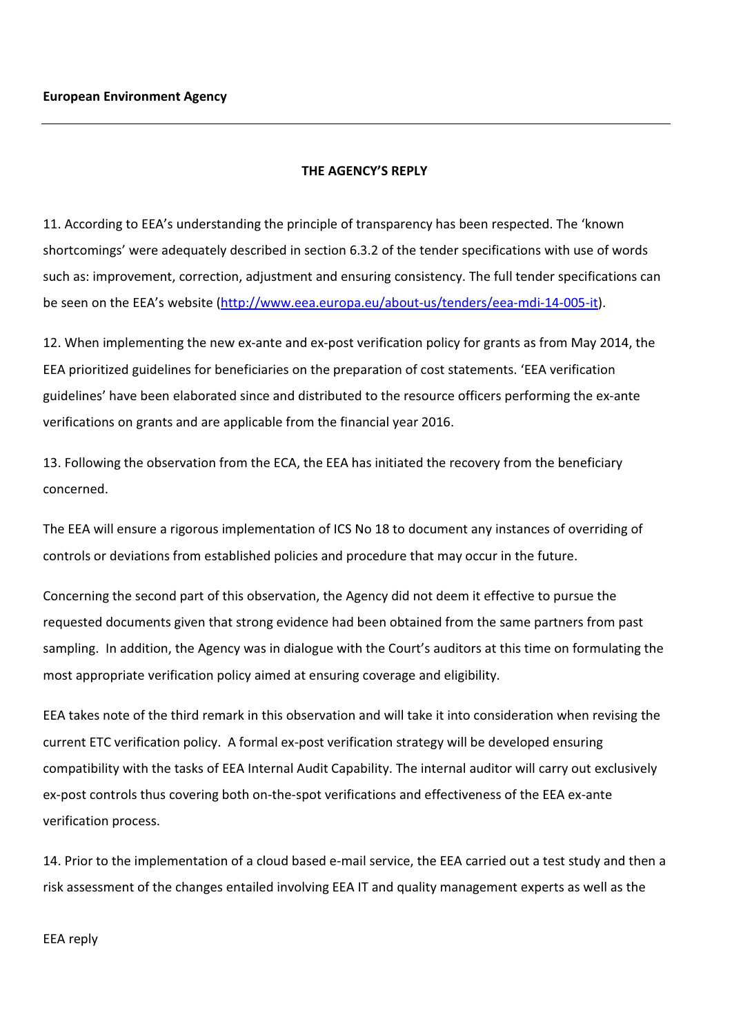**European Environment Agency**

---

**THE AGENCY'S REPLY**

11. According to EEA's understanding the principle of transparency has been respected. The 'known shortcomings' were adequately described in section 6.3.2 of the tender specifications with use of words such as: improvement, correction, adjustment and ensuring consistency. The full tender specifications can be seen on the EEA's website (http://www.eea.europa.eu/about-us/tenders/eea-mdi-14-005-it).

12. When implementing the new ex-ante and ex-post verification policy for grants as from May 2014, the EEA prioritized guidelines for beneficiaries on the preparation of cost statements. 'EEA verification guidelines' have been elaborated since and distributed to the resource officers performing the ex-ante verifications on grants and are applicable from the financial year 2016.

13. Following the observation from the ECA, the EEA has initiated the recovery from the beneficiary concerned.

The EEA will ensure a rigorous implementation of ICS No 18 to document any instances of overriding of controls or deviations from established policies and procedure that may occur in the future.

Concerning the second part of this observation, the Agency did not deem it effective to pursue the requested documents given that strong evidence had been obtained from the same partners from past sampling. In addition, the Agency was in dialogue with the Court's auditors at this time on formulating the most appropriate verification policy aimed at ensuring coverage and eligibility.

EEA takes note of the third remark in this observation and will take it into consideration when revising the current ETC verification policy. A formal ex-post verification strategy will be developed ensuring compatibility with the tasks of EEA Internal Audit Capability. The internal auditor will carry out exclusively ex-post controls thus covering both on-the-spot verifications and effectiveness of the EEA ex-ante verification process.

14. Prior to the implementation of a cloud based e-mail service, the EEA carried out a test study and then a risk assessment of the changes entailed involving EEA IT and quality management experts as well as the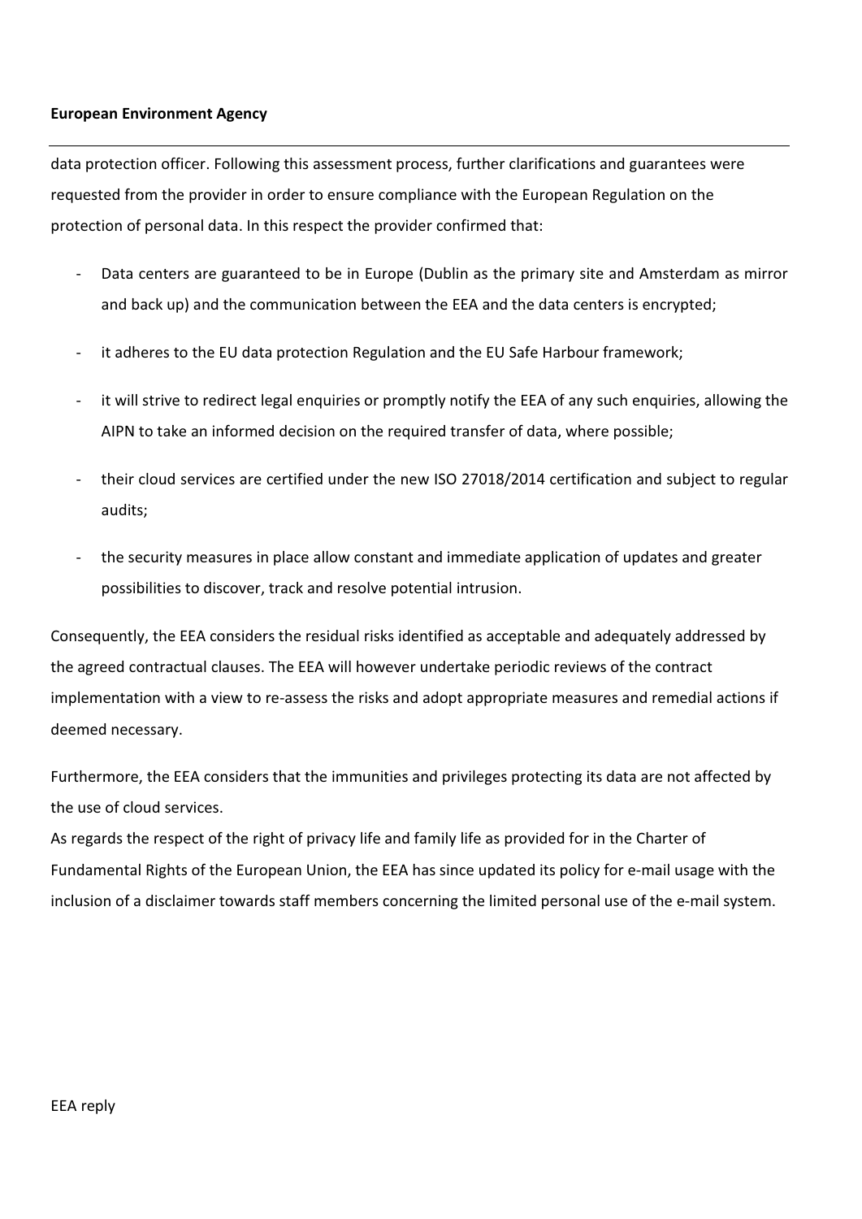data protection officer. Following this assessment process, further clarifications and guarantees were requested from the provider in order to ensure compliance with the European Regulation on the protection of personal data. In this respect the provider confirmed that:

- Data centers are guaranteed to be in Europe (Dublin as the primary site and Amsterdam as mirror and back up) and the communication between the EEA and the data centers is encrypted;
- it adheres to the EU data protection Regulation and the EU Safe Harbour framework;
- it will strive to redirect legal enquiries or promptly notify the EEA of any such enquiries, allowing the AIPN to take an informed decision on the required transfer of data, where possible;
- their cloud services are certified under the new ISO 27018/2014 certification and subject to regular audits;
- the security measures in place allow constant and immediate application of updates and greater possibilities to discover, track and resolve potential intrusion.

Consequently, the EEA considers the residual risks identified as acceptable and adequately addressed by the agreed contractual clauses. The EEA will however undertake periodic reviews of the contract implementation with a view to re-assess the risks and adopt appropriate measures and remedial actions if deemed necessary.

Furthermore, the EEA considers that the immunities and privileges protecting its data are not affected by the use of cloud services.

As regards the respect of the right of privacy life and family life as provided for in the Charter of Fundamental Rights of the European Union, the EEA has since updated its policy for e-mail usage with the inclusion of a disclaimer towards staff members concerning the limited personal use of the e-mail system.